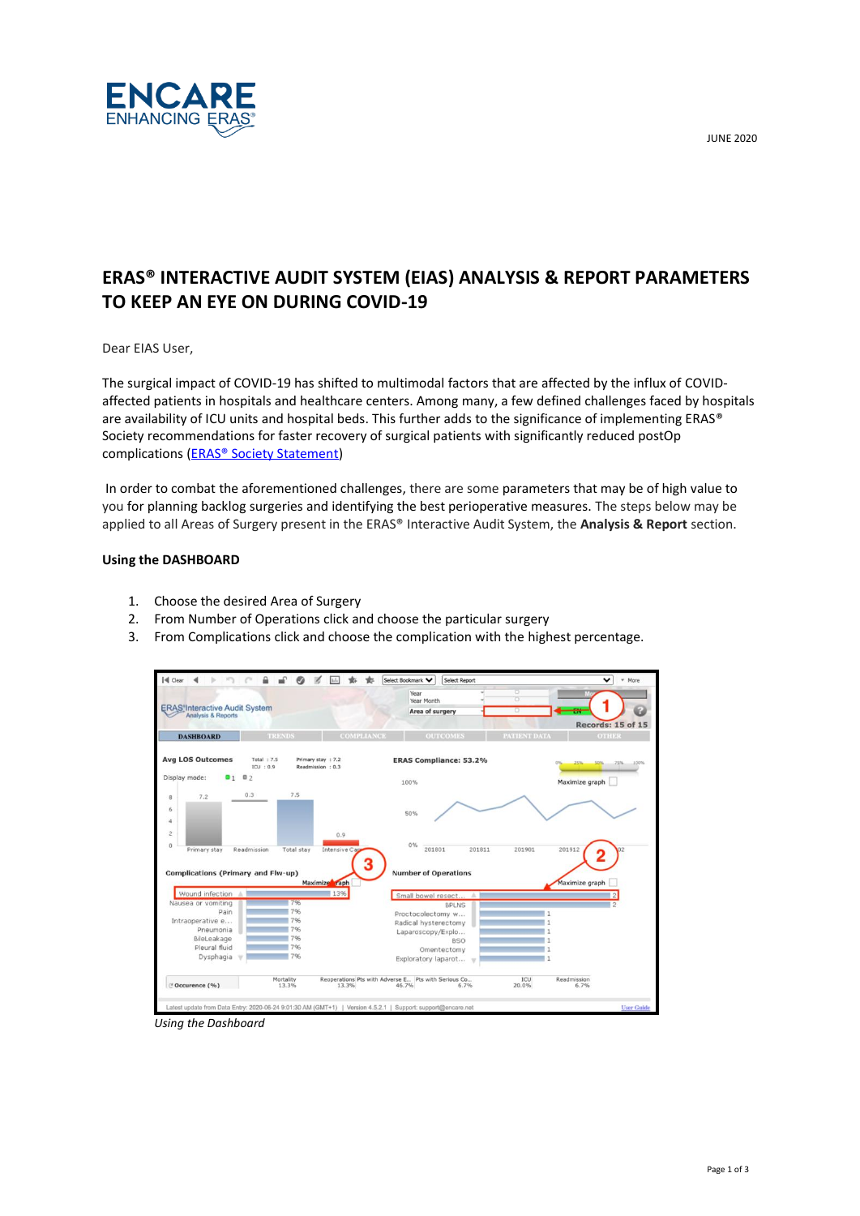JUNE 2020

# ERAS® INTERACTIVE AUDIT SYSTEM (EIAS) ANALYSIS & REPORT PARAMETERS TO KEEP AN EYE ON DURING COVID-19

Dear EIAS User,

The surgical impact of COVID-19 has shifted to multimodal factors that are affected by the influx of COVID-affected patients in hospitals and healthcare centers. Among many, a few defined challenges faced by hospitals are availability of ICU units and hospital beds. This further adds to the significance of implementing ERAS® Society recommendations for faster recovery of surgical patients with significantly reduced postOp complications (ERAS® Society Statement)

In order to combat the aforementioned challenges, there are some parameters that may be of high value to you for planning backlog surgeries and identifying the best perioperative measures. The steps below may be applied to all Areas of Surgery present in the ERAS® Interactive Audit System, the **Analysis & Report** section.

**Using the DASHBOARD**

1. Choose the desired Area of Surgery
2. From Number of Operations click and choose the particular surgery
3. From Complications click and choose the complication with the highest percentage.

*Using the Dashboard*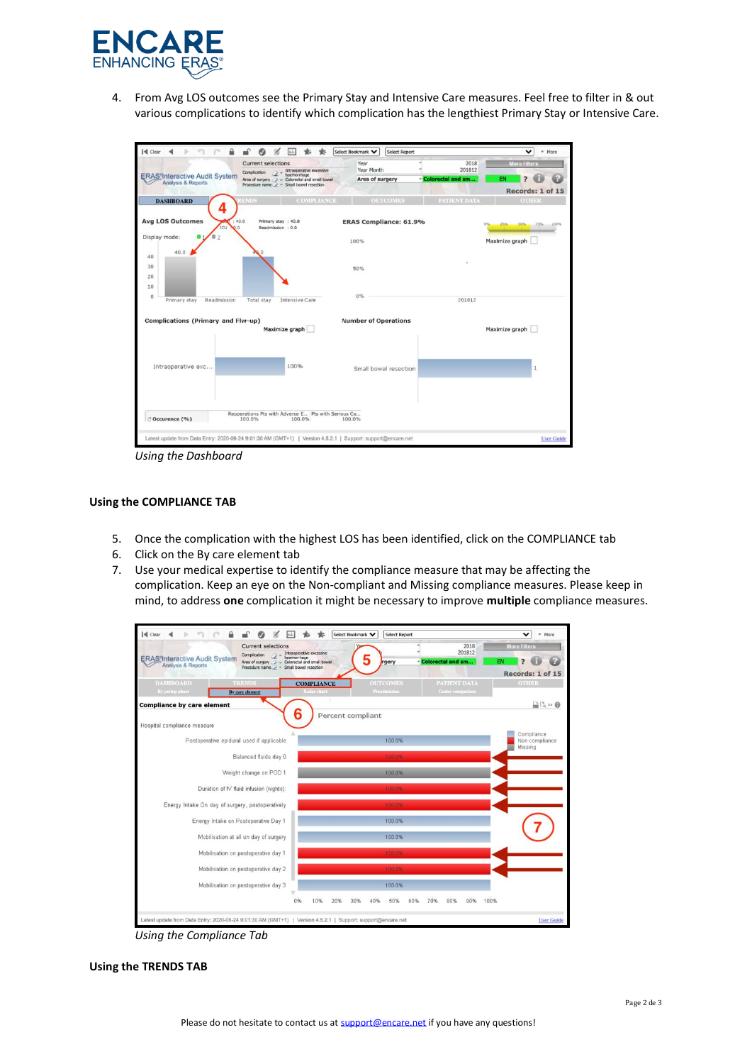4. From Avg LOS outcomes see the Primary Stay and Intensive Care measures. Feel free to filter in & out various complications to identify which complication has the lengthiest Primary Stay or Intensive Care.

*Using the Dashboard*

### Using the COMPLIANCE TAB

5. Once the complication with the highest LOS has been identified, click on the COMPLIANCE tab
6. Click on the By care element tab
7. Use your medical expertise to identify the compliance measure that may be affecting the complication. Keep an eye on the Non-compliant and Missing compliance measures. Please keep in mind, to address **one** complication it might be necessary to improve **multiple** compliance measures.

*Using the Compliance Tab*

### Using the TRENDS TAB

Please do not hesitate to contact us at support@encare.net if you have any questions!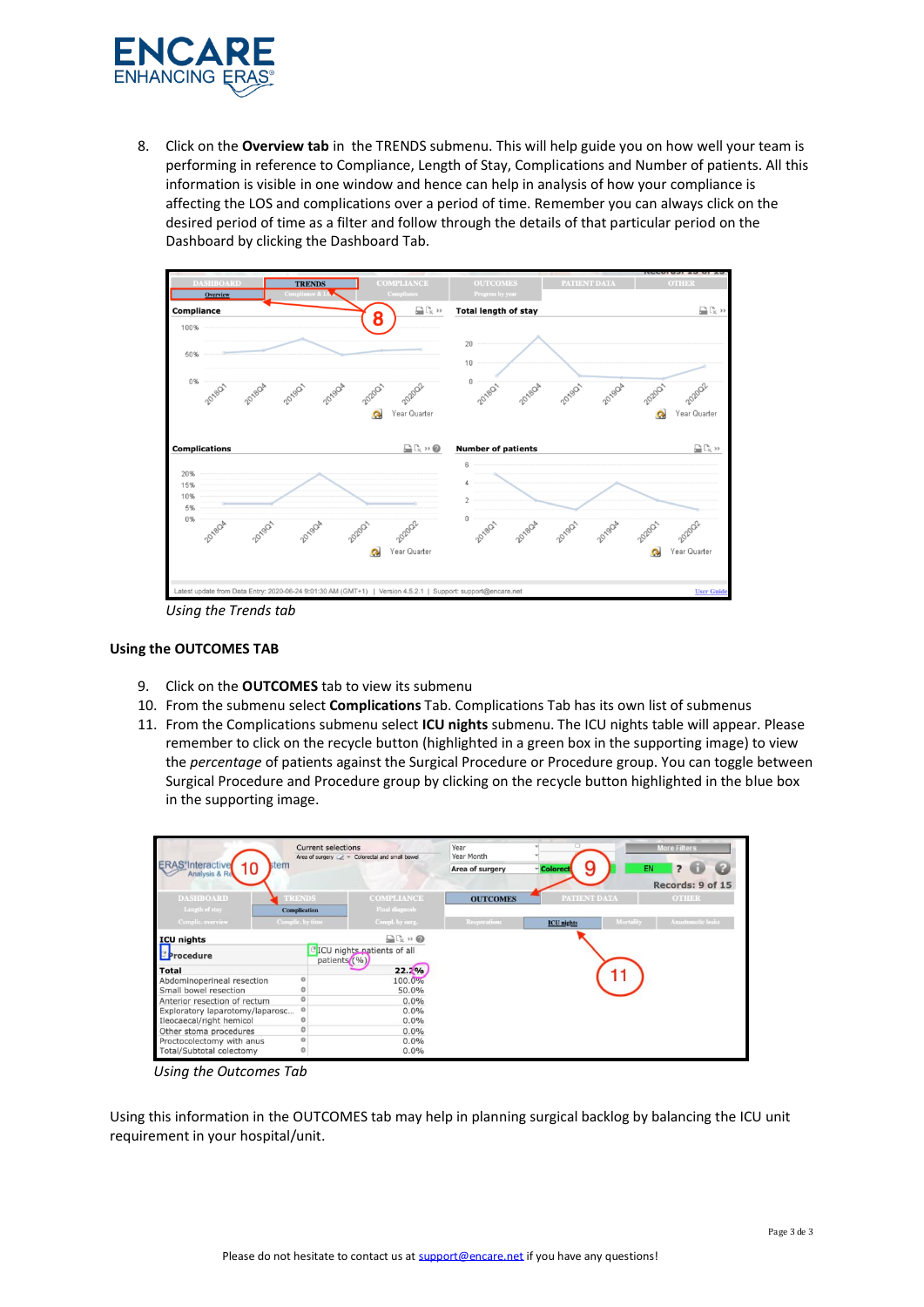8. Click on the **Overview tab** in the TRENDS submenu. This will help guide you on how well your team is performing in reference to Compliance, Length of Stay, Complications and Number of patients. All this information is visible in one window and hence can help in analysis of how your compliance is affecting the LOS and complications over a period of time. Remember you can always click on the desired period of time as a filter and follow through the details of that particular period on the Dashboard by clicking the Dashboard Tab.

*Using the Trends tab*

**Using the OUTCOMES TAB**

9. Click on the **OUTCOMES** tab to view its submenu
10. From the submenu select **Complications** Tab. Complications Tab has its own list of submenus
11. From the Complications submenu select **ICU nights** submenu. The ICU nights table will appear. Please remember to click on the recycle button (highlighted in a green box in the supporting image) to view the *percentage* of patients against the Surgical Procedure or Procedure group. You can toggle between Surgical Procedure and Procedure group by clicking on the recycle button highlighted in the blue box in the supporting image.

*Using the Outcomes Tab*

Using this information in the OUTCOMES tab may help in planning surgical backlog by balancing the ICU unit requirement in your hospital/unit.

Please do not hesitate to contact us at support@encare.net if you have any questions!